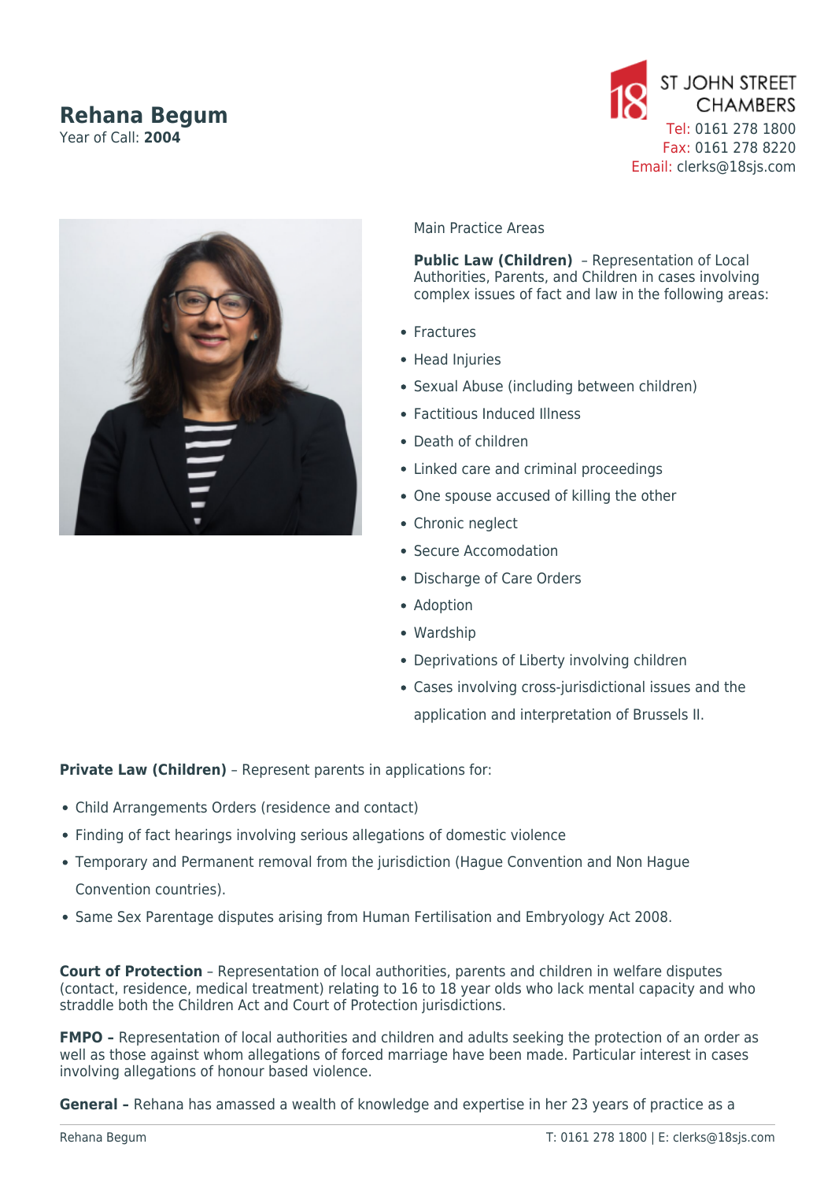# Rehana Begum

Year of Call: **2004**

ST JOHN STREET CHAMBERS
Tel: 0161 278 1800
Fax: 0161 278 8220
Email: clerks@18sjs.com

Main Practice Areas

**Public Law (Children)** – Representation of Local Authorities, Parents, and Children in cases involving complex issues of fact and law in the following areas:

- Fractures
- Head Injuries
- Sexual Abuse (including between children)
- Factitious Induced Illness
- Death of children
- Linked care and criminal proceedings
- One spouse accused of killing the other
- Chronic neglect
- Secure Accomodation
- Discharge of Care Orders
- Adoption
- Wardship
- Deprivations of Liberty involving children
- Cases involving cross-jurisdictional issues and the application and interpretation of Brussels II.

**Private Law (Children)** – Represent parents in applications for:

- Child Arrangements Orders (residence and contact)
- Finding of fact hearings involving serious allegations of domestic violence
- Temporary and Permanent removal from the jurisdiction (Hague Convention and Non Hague Convention countries).
- Same Sex Parentage disputes arising from Human Fertilisation and Embryology Act 2008.

**Court of Protection** – Representation of local authorities, parents and children in welfare disputes (contact, residence, medical treatment) relating to 16 to 18 year olds who lack mental capacity and who straddle both the Children Act and Court of Protection jurisdictions.

**FMPO –** Representation of local authorities and children and adults seeking the protection of an order as well as those against whom allegations of forced marriage have been made. Particular interest in cases involving allegations of honour based violence.

**General –** Rehana has amassed a wealth of knowledge and expertise in her 23 years of practice as a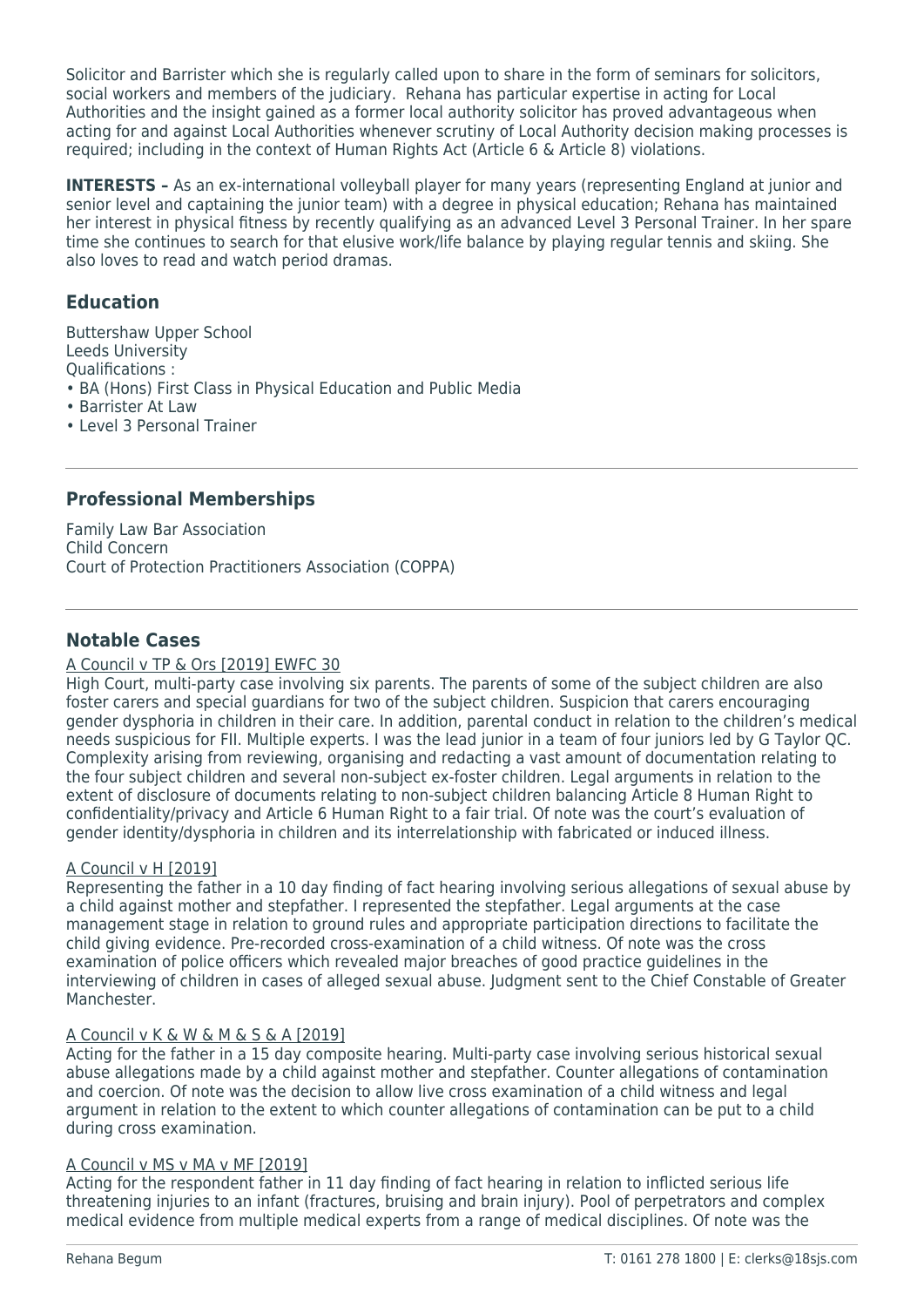Solicitor and Barrister which she is regularly called upon to share in the form of seminars for solicitors, social workers and members of the judiciary. Rehana has particular expertise in acting for Local Authorities and the insight gained as a former local authority solicitor has proved advantageous when acting for and against Local Authorities whenever scrutiny of Local Authority decision making processes is required; including in the context of Human Rights Act (Article 6 & Article 8) violations.

**INTERESTS –** As an ex-international volleyball player for many years (representing England at junior and senior level and captaining the junior team) with a degree in physical education; Rehana has maintained her interest in physical fitness by recently qualifying as an advanced Level 3 Personal Trainer. In her spare time she continues to search for that elusive work/life balance by playing regular tennis and skiing. She also loves to read and watch period dramas.

## Education

Buttershaw Upper School
Leeds University
Qualifications :

- BA (Hons) First Class in Physical Education and Public Media
- Barrister At Law
- Level 3 Personal Trainer

## Professional Memberships

Family Law Bar Association
Child Concern
Court of Protection Practitioners Association (COPPA)

## Notable Cases

A Council v TP & Ors [2019] EWFC 30
High Court, multi-party case involving six parents. The parents of some of the subject children are also foster carers and special guardians for two of the subject children. Suspicion that carers encouraging gender dysphoria in children in their care. In addition, parental conduct in relation to the children's medical needs suspicious for FII. Multiple experts. I was the lead junior in a team of four juniors led by G Taylor QC. Complexity arising from reviewing, organising and redacting a vast amount of documentation relating to the four subject children and several non-subject ex-foster children. Legal arguments in relation to the extent of disclosure of documents relating to non-subject children balancing Article 8 Human Right to confidentiality/privacy and Article 6 Human Right to a fair trial. Of note was the court's evaluation of gender identity/dysphoria in children and its interrelationship with fabricated or induced illness.

A Council v H [2019]
Representing the father in a 10 day finding of fact hearing involving serious allegations of sexual abuse by a child against mother and stepfather. I represented the stepfather. Legal arguments at the case management stage in relation to ground rules and appropriate participation directions to facilitate the child giving evidence. Pre-recorded cross-examination of a child witness. Of note was the cross examination of police officers which revealed major breaches of good practice guidelines in the interviewing of children in cases of alleged sexual abuse. Judgment sent to the Chief Constable of Greater Manchester.

A Council v K & W & M & S & A [2019]
Acting for the father in a 15 day composite hearing. Multi-party case involving serious historical sexual abuse allegations made by a child against mother and stepfather. Counter allegations of contamination and coercion. Of note was the decision to allow live cross examination of a child witness and legal argument in relation to the extent to which counter allegations of contamination can be put to a child during cross examination.

A Council v MS v MA v MF [2019]
Acting for the respondent father in 11 day finding of fact hearing in relation to inflicted serious life threatening injuries to an infant (fractures, bruising and brain injury). Pool of perpetrators and complex medical evidence from multiple medical experts from a range of medical disciplines. Of note was the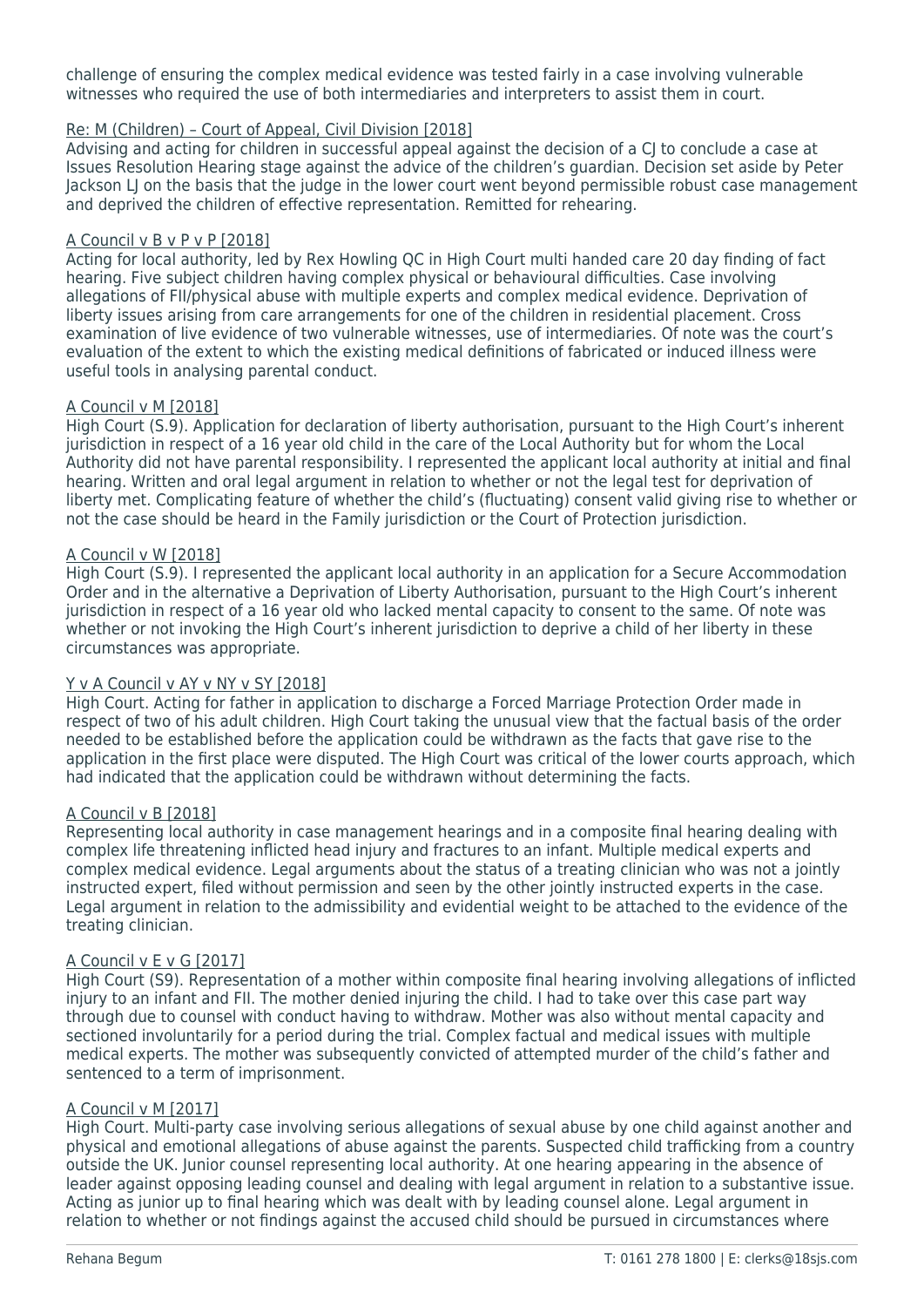challenge of ensuring the complex medical evidence was tested fairly in a case involving vulnerable witnesses who required the use of both intermediaries and interpreters to assist them in court.

Re: M (Children) – Court of Appeal, Civil Division [2018]

Advising and acting for children in successful appeal against the decision of a CJ to conclude a case at Issues Resolution Hearing stage against the advice of the children's guardian. Decision set aside by Peter Jackson LJ on the basis that the judge in the lower court went beyond permissible robust case management and deprived the children of effective representation. Remitted for rehearing.

A Council v B v P v P [2018]

Acting for local authority, led by Rex Howling QC in High Court multi handed care 20 day finding of fact hearing. Five subject children having complex physical or behavioural difficulties. Case involving allegations of FII/physical abuse with multiple experts and complex medical evidence. Deprivation of liberty issues arising from care arrangements for one of the children in residential placement. Cross examination of live evidence of two vulnerable witnesses, use of intermediaries. Of note was the court's evaluation of the extent to which the existing medical definitions of fabricated or induced illness were useful tools in analysing parental conduct.

A Council v M [2018]

High Court (S.9). Application for declaration of liberty authorisation, pursuant to the High Court's inherent jurisdiction in respect of a 16 year old child in the care of the Local Authority but for whom the Local Authority did not have parental responsibility. I represented the applicant local authority at initial and final hearing. Written and oral legal argument in relation to whether or not the legal test for deprivation of liberty met. Complicating feature of whether the child's (fluctuating) consent valid giving rise to whether or not the case should be heard in the Family jurisdiction or the Court of Protection jurisdiction.

A Council v W [2018]

High Court (S.9). I represented the applicant local authority in an application for a Secure Accommodation Order and in the alternative a Deprivation of Liberty Authorisation, pursuant to the High Court's inherent jurisdiction in respect of a 16 year old who lacked mental capacity to consent to the same. Of note was whether or not invoking the High Court's inherent jurisdiction to deprive a child of her liberty in these circumstances was appropriate.

Y v A Council v AY v NY v SY [2018]

High Court. Acting for father in application to discharge a Forced Marriage Protection Order made in respect of two of his adult children. High Court taking the unusual view that the factual basis of the order needed to be established before the application could be withdrawn as the facts that gave rise to the application in the first place were disputed. The High Court was critical of the lower courts approach, which had indicated that the application could be withdrawn without determining the facts.

A Council v B [2018]

Representing local authority in case management hearings and in a composite final hearing dealing with complex life threatening inflicted head injury and fractures to an infant. Multiple medical experts and complex medical evidence. Legal arguments about the status of a treating clinician who was not a jointly instructed expert, filed without permission and seen by the other jointly instructed experts in the case. Legal argument in relation to the admissibility and evidential weight to be attached to the evidence of the treating clinician.

A Council v E v G [2017]

High Court (S9). Representation of a mother within composite final hearing involving allegations of inflicted injury to an infant and FII. The mother denied injuring the child. I had to take over this case part way through due to counsel with conduct having to withdraw. Mother was also without mental capacity and sectioned involuntarily for a period during the trial. Complex factual and medical issues with multiple medical experts. The mother was subsequently convicted of attempted murder of the child's father and sentenced to a term of imprisonment.

A Council v M [2017]

High Court. Multi-party case involving serious allegations of sexual abuse by one child against another and physical and emotional allegations of abuse against the parents. Suspected child trafficking from a country outside the UK. Junior counsel representing local authority. At one hearing appearing in the absence of leader against opposing leading counsel and dealing with legal argument in relation to a substantive issue. Acting as junior up to final hearing which was dealt with by leading counsel alone. Legal argument in relation to whether or not findings against the accused child should be pursued in circumstances where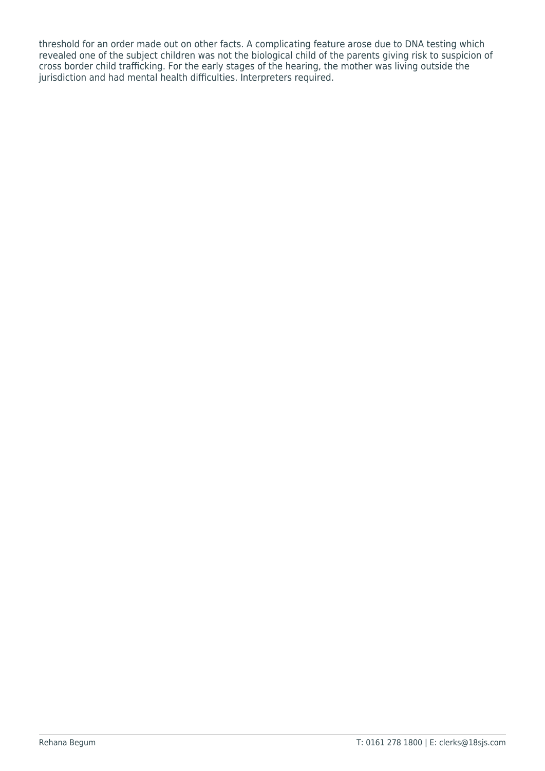threshold for an order made out on other facts. A complicating feature arose due to DNA testing which revealed one of the subject children was not the biological child of the parents giving risk to suspicion of cross border child trafficking. For the early stages of the hearing, the mother was living outside the jurisdiction and had mental health difficulties. Interpreters required.